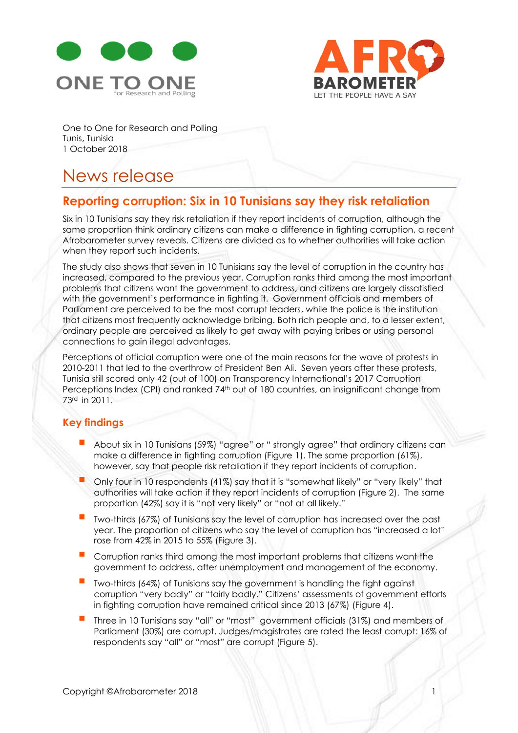One to One for Research and Polling
Tunis, Tunisia
1 October 2018

# News release

## Reporting corruption: Six in 10 Tunisians say they risk retaliation

Six in 10 Tunisians say they risk retaliation if they report incidents of corruption, although the same proportion think ordinary citizens can make a difference in fighting corruption, a recent Afrobarometer survey reveals. Citizens are divided as to whether authorities will take action when they report such incidents.

The study also shows that seven in 10 Tunisians say the level of corruption in the country has increased, compared to the previous year. Corruption ranks third among the most important problems that citizens want the government to address, and citizens are largely dissatisfied with the government's performance in fighting it. Government officials and members of Parliament are perceived to be the most corrupt leaders, while the police is the institution that citizens most frequently acknowledge bribing. Both rich people and, to a lesser extent, ordinary people are perceived as likely to get away with paying bribes or using personal connections to gain illegal advantages.

Perceptions of official corruption were one of the main reasons for the wave of protests in 2010-2011 that led to the overthrow of President Ben Ali. Seven years after these protests, Tunisia still scored only 42 (out of 100) on Transparency International's 2017 Corruption Perceptions Index (CPI) and ranked 74th out of 180 countries, an insignificant change from 73rd in 2011.

### Key findings

- About six in 10 Tunisians (59%) "agree" or " strongly agree" that ordinary citizens can make a difference in fighting corruption (Figure 1). The same proportion (61%), however, say that people risk retaliation if they report incidents of corruption.
- Only four in 10 respondents (41%) say that it is "somewhat likely" or "very likely" that authorities will take action if they report incidents of corruption (Figure 2). The same proportion (42%) say it is "not very likely" or "not at all likely."
- Two-thirds (67%) of Tunisians say the level of corruption has increased over the past year. The proportion of citizens who say the level of corruption has "increased a lot" rose from 42% in 2015 to 55% (Figure 3).
- Corruption ranks third among the most important problems that citizens want the government to address, after unemployment and management of the economy.
- Two-thirds (64%) of Tunisians say the government is handling the fight against corruption "very badly" or "fairly badly." Citizens' assessments of government efforts in fighting corruption have remained critical since 2013 (67%) (Figure 4).
- Three in 10 Tunisians say "all" or "most" government officials (31%) and members of Parliament (30%) are corrupt. Judges/magistrates are rated the least corrupt: 16% of respondents say "all" or "most" are corrupt (Figure 5).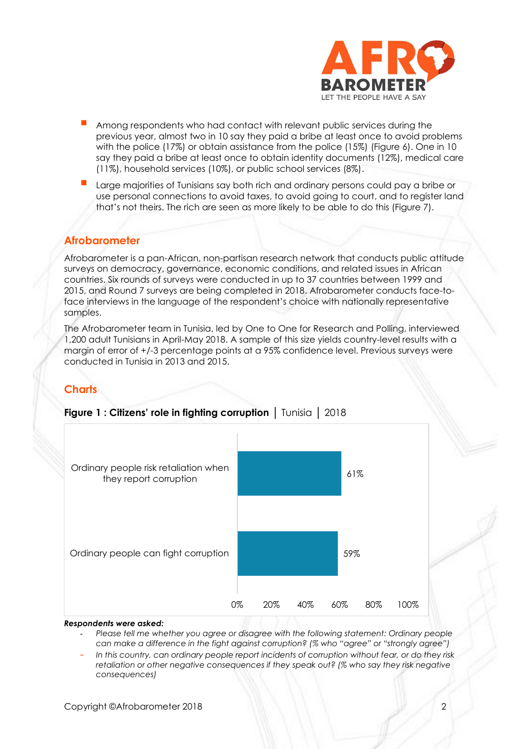- Among respondents who had contact with relevant public services during the previous year, almost two in 10 say they paid a bribe at least once to avoid problems with the police (17%) or obtain assistance from the police (15%) (Figure 6). One in 10 say they paid a bribe at least once to obtain identity documents (12%), medical care (11%), household services (10%), or public school services (8%).
- Large majorities of Tunisians say both rich and ordinary persons could pay a bribe or use personal connections to avoid taxes, to avoid going to court, and to register land that's not theirs. The rich are seen as more likely to be able to do this (Figure 7).

## Afrobarometer

Afrobarometer is a pan-African, non-partisan research network that conducts public attitude surveys on democracy, governance, economic conditions, and related issues in African countries. Six rounds of surveys were conducted in up to 37 countries between 1999 and 2015, and Round 7 surveys are being completed in 2018. Afrobarometer conducts face-to-face interviews in the language of the respondent's choice with nationally representative samples.

The Afrobarometer team in Tunisia, led by One to One for Research and Polling, interviewed 1,200 adult Tunisians in April-May 2018. A sample of this size yields country-level results with a margin of error of +/-3 percentage points at a 95% confidence level. Previous surveys were conducted in Tunisia in 2013 and 2015.

## Charts

**Figure 1 : Citizens' role in fighting corruption** | Tunisia | 2018

| | % |
|---|---|
| Ordinary people risk retaliation when they report corruption | 61% |
| Ordinary people can fight corruption | 59% |

***Respondents were asked:***

- *Please tell me whether you agree or disagree with the following statement: Ordinary people can make a difference in the fight against corruption? (% who "agree" or "strongly agree")*
- *In this country, can ordinary people report incidents of corruption without fear, or do they risk retaliation or other negative consequences if they speak out? (% who say they risk negative consequences)*

Copyright ©Afrobarometer 2018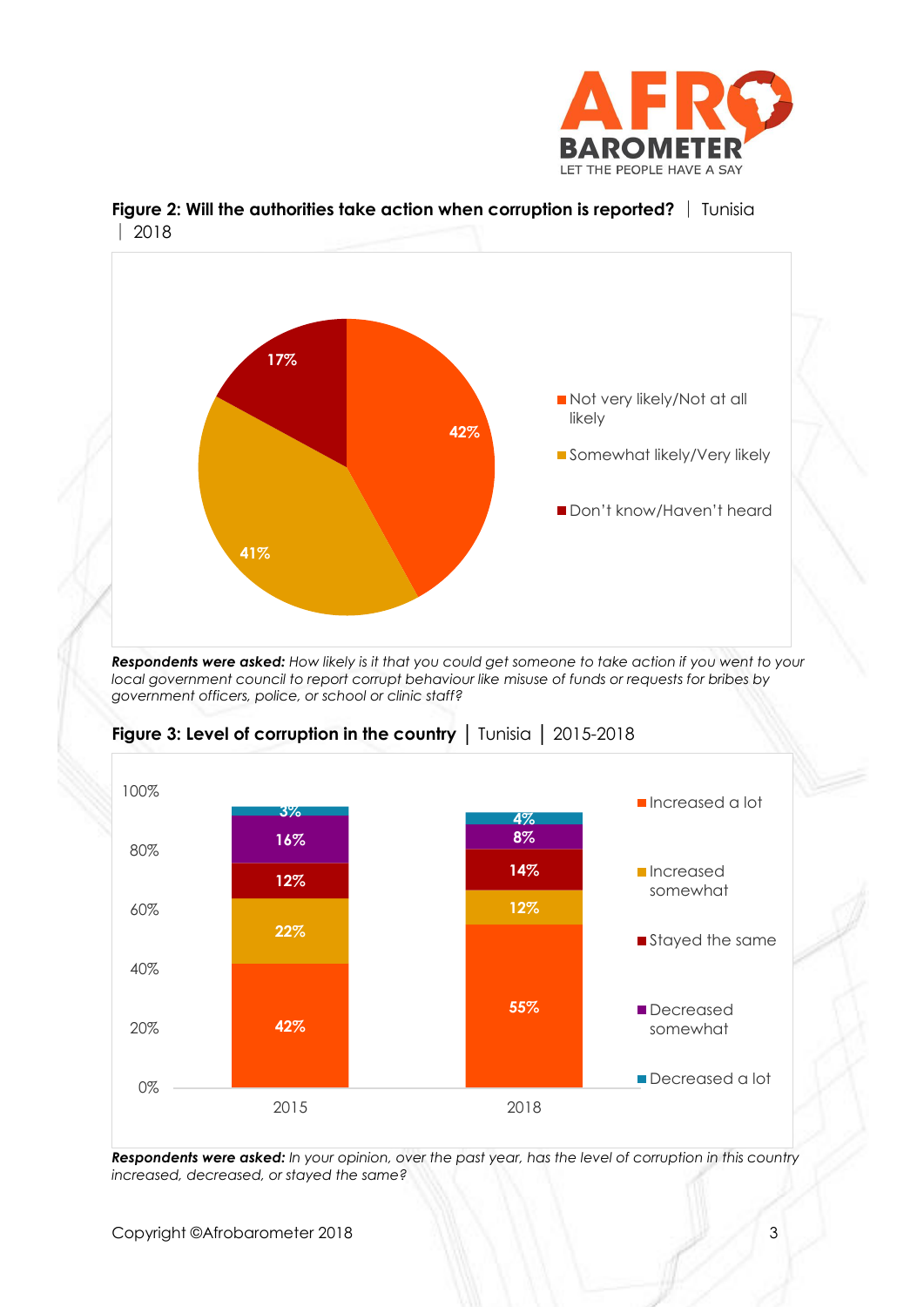**Figure 2: Will the authorities take action when corruption is reported?** | Tunisia | 2018

| Response | % |
|---|---|
| Not very likely/Not at all likely | 42% |
| Somewhat likely/Very likely | 41% |
| Don't know/Haven't heard | 17% |

***Respondents were asked:*** *How likely is it that you could get someone to take action if you went to your local government council to report corrupt behaviour like misuse of funds or requests for bribes by government officers, police, or school or clinic staff?*

**Figure 3: Level of corruption in the country** | Tunisia | 2015-2018

| | 2015 | 2018 |
|---|---|---|
| Increased a lot | 42% | 55% |
| Increased somewhat | 22% | 12% |
| Stayed the same | 12% | 14% |
| Decreased somewhat | 16% | 8% |
| Decreased a lot | 3% | 4% |

***Respondents were asked:*** *In your opinion, over the past year, has the level of corruption in this country increased, decreased, or stayed the same?*

Copyright ©Afrobarometer 2018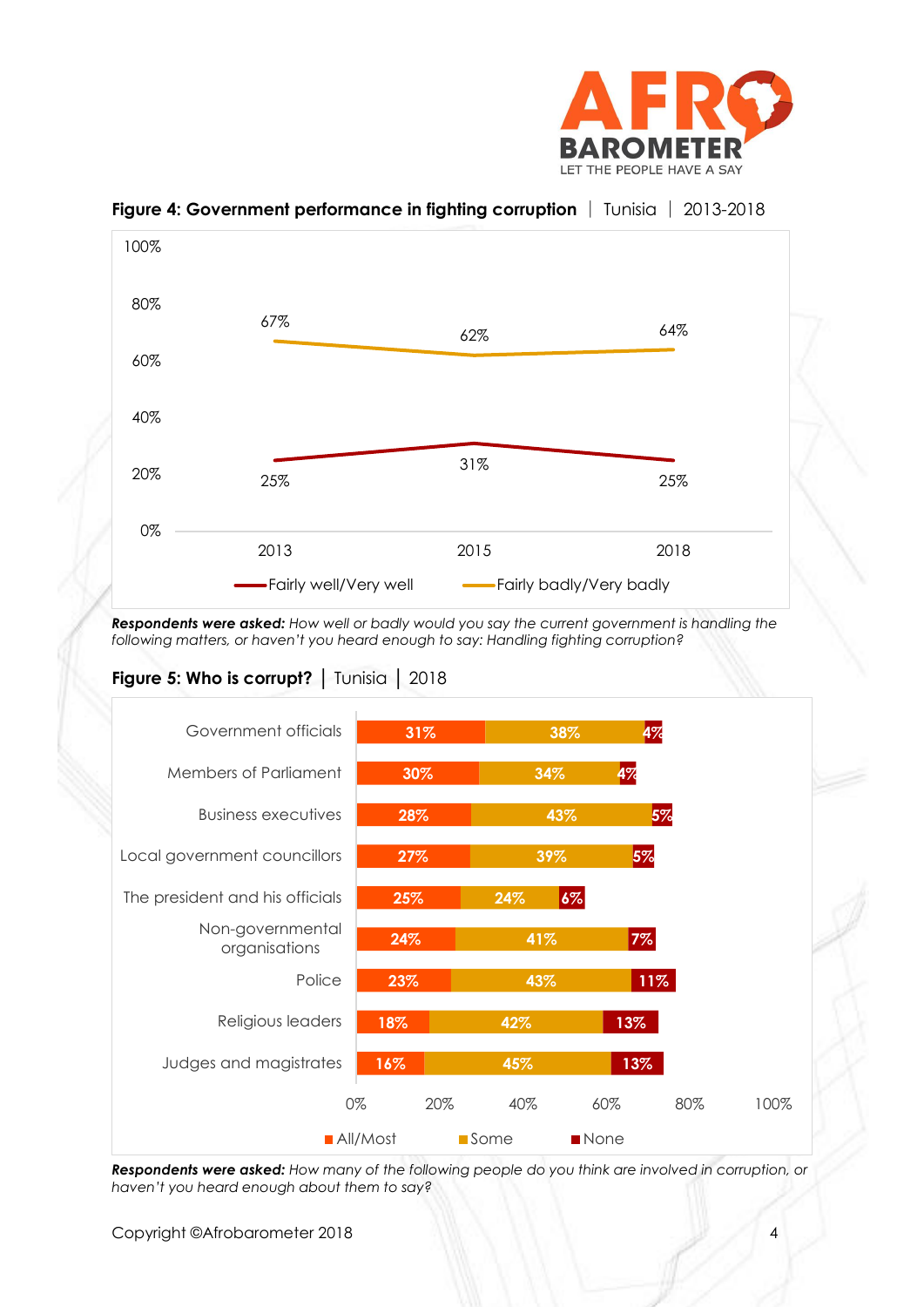**Figure 4: Government performance in fighting corruption** | Tunisia | 2013-2018

| | 2013 | 2015 | 2018 |
|---|---|---|---|
| Fairly well/Very well | 25% | 31% | 25% |
| Fairly badly/Very badly | 67% | 62% | 64% |

***Respondents were asked:*** *How well or badly would you say the current government is handling the following matters, or haven't you heard enough to say: Handling fighting corruption?*

**Figure 5: Who is corrupt?** | Tunisia | 2018

| | All/Most | Some | None |
|---|---|---|---|
| Government officials | 31% | 38% | 4% |
| Members of Parliament | 30% | 34% | 4% |
| Business executives | 28% | 43% | 5% |
| Local government councillors | 27% | 39% | 5% |
| The president and his officials | 25% | 24% | 6% |
| Non-governmental organisations | 24% | 41% | 7% |
| Police | 23% | 43% | 11% |
| Religious leaders | 18% | 42% | 13% |
| Judges and magistrates | 16% | 45% | 13% |

***Respondents were asked:*** *How many of the following people do you think are involved in corruption, or haven't you heard enough about them to say?*

Copyright ©Afrobarometer 2018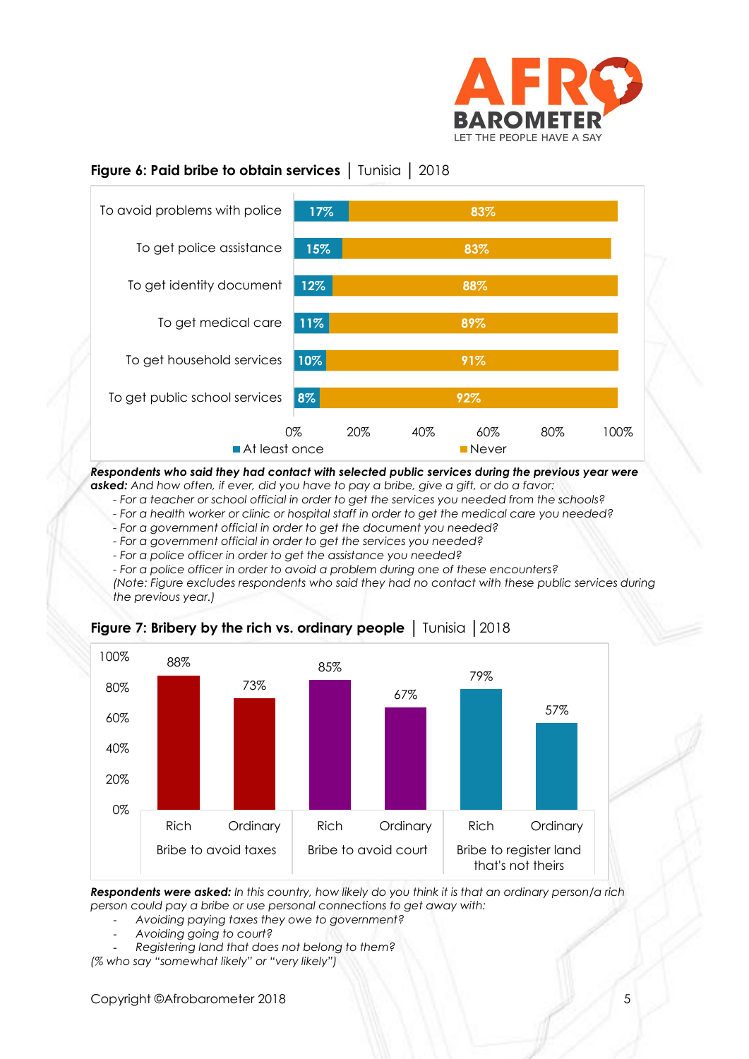**Figure 6: Paid bribe to obtain services** | Tunisia | 2018

| | At least once | Never |
|---|---|---|
| To avoid problems with police | 17% | 83% |
| To get police assistance | 15% | 83% |
| To get identity document | 12% | 88% |
| To get medical care | 11% | 89% |
| To get household services | 10% | 91% |
| To get public school services | 8% | 92% |

***Respondents who said they had contact with selected public services during the previous year were asked:*** *And how often, if ever, did you have to pay a bribe, give a gift, or do a favor:*

- *For a teacher or school official in order to get the services you needed from the schools?*
- *For a health worker or clinic or hospital staff in order to get the medical care you needed?*
- *For a government official in order to get the document you needed?*
- *For a government official in order to get the services you needed?*
- *For a police officer in order to get the assistance you needed?*
- *For a police officer in order to avoid a problem during one of these encounters?*

*(Note: Figure excludes respondents who said they had no contact with these public services during the previous year.)*

**Figure 7: Bribery by the rich vs. ordinary people** | Tunisia | 2018

| | Rich | Ordinary |
|---|---|---|
| Bribe to avoid taxes | 88% | 73% |
| Bribe to avoid court | 85% | 67% |
| Bribe to register land that's not theirs | 79% | 57% |

***Respondents were asked:*** *In this country, how likely do you think it is that an ordinary person/a rich person could pay a bribe or use personal connections to get away with:*

- *Avoiding paying taxes they owe to government?*
- *Avoiding going to court?*
- *Registering land that does not belong to them?*

*(% who say "somewhat likely" or "very likely")*

Copyright ©Afrobarometer 2018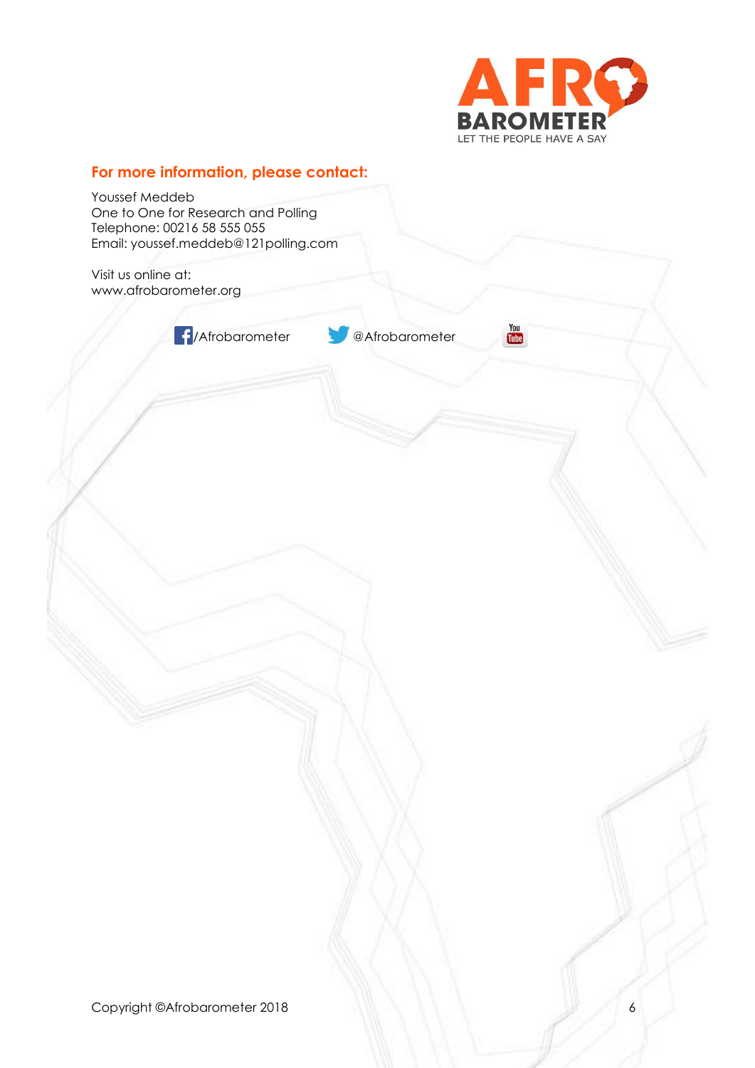AFRO BAROMETER
LET THE PEOPLE HAVE A SAY

## For more information, please contact:

Youssef Meddeb
One to One for Research and Polling
Telephone: 00216 58 555 055
Email: youssef.meddeb@121polling.com

Visit us online at:
www.afrobarometer.org

/Afrobarometer @Afrobarometer

Copyright ©Afrobarometer 2018